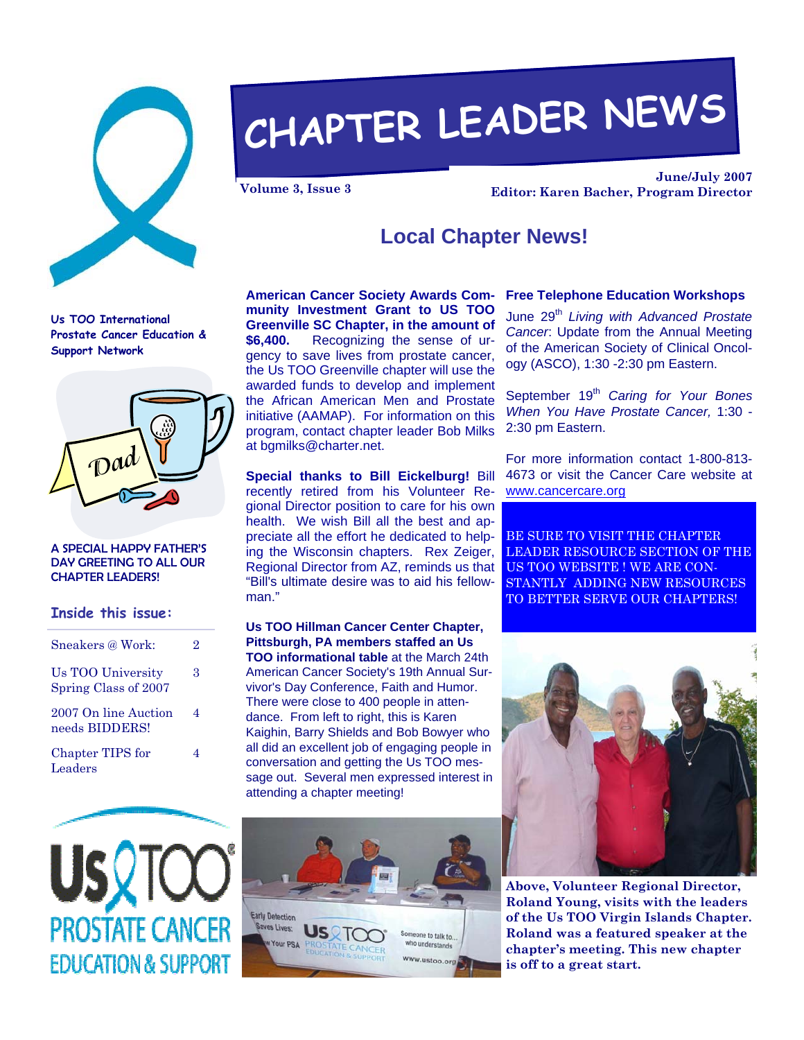# CHAPTER LEADER NEWS

Volume 3, Issue 3

June/July 2007

Editor: Karen Bacher, Program Director

Us TOO International Prostate Cancer Education & Support Network

A SPECIAL HAPPY FATHER'S DAY GREETING TO ALL OUR CHAPTER LEADERS!

### Inside this issue:

| | |
|---|---|
| Sneakers @ Work: | 2 |
| Us TOO University Spring Class of 2007 | 3 |
| 2007 On line Auction needs BIDDERS! | 4 |
| Chapter TIPS for Leaders | 4 |

## Local Chapter News!

**American Cancer Society Awards Community Investment Grant to US TOO Greenville SC Chapter, in the amount of $6,400.** Recognizing the sense of urgency to save lives from prostate cancer, the Us TOO Greenville chapter will use the awarded funds to develop and implement the African American Men and Prostate initiative (AAMAP). For information on this program, contact chapter leader Bob Milks at bgmilks@charter.net.

**Special thanks to Bill Eickelburg!** Bill recently retired from his Volunteer Regional Director position to care for his own health. We wish Bill all the best and appreciate all the effort he dedicated to helping the Wisconsin chapters. Rex Zeiger, Regional Director from AZ, reminds us that "Bill's ultimate desire was to aid his fellowman."

**Us TOO Hillman Cancer Center Chapter, Pittsburgh, PA members staffed an Us TOO informational table** at the March 24th American Cancer Society's 19th Annual Survivor's Day Conference, Faith and Humor. There were close to 400 people in attendance. From left to right, this is Karen Kaighin, Barry Shields and Bob Bowyer who all did an excellent job of engaging people in conversation and getting the Us TOO message out. Several men expressed interest in attending a chapter meeting!

**Free Telephone Education Workshops**

June 29th *Living with Advanced Prostate Cancer*: Update from the Annual Meeting of the American Society of Clinical Oncology (ASCO), 1:30 -2:30 pm Eastern.

September 19th *Caring for Your Bones When You Have Prostate Cancer,* 1:30 - 2:30 pm Eastern.

For more information contact 1-800-813-4673 or visit the Cancer Care website at www.cancercare.org

BE SURE TO VISIT THE CHAPTER LEADER RESOURCE SECTION OF THE US TOO WEBSITE ! WE ARE CONSTANTLY ADDING NEW RESOURCES TO BETTER SERVE OUR CHAPTERS!

**Above, Volunteer Regional Director, Roland Young, visits with the leaders of the Us TOO Virgin Islands Chapter. Roland was a featured speaker at the chapter's meeting. This new chapter is off to a great start.**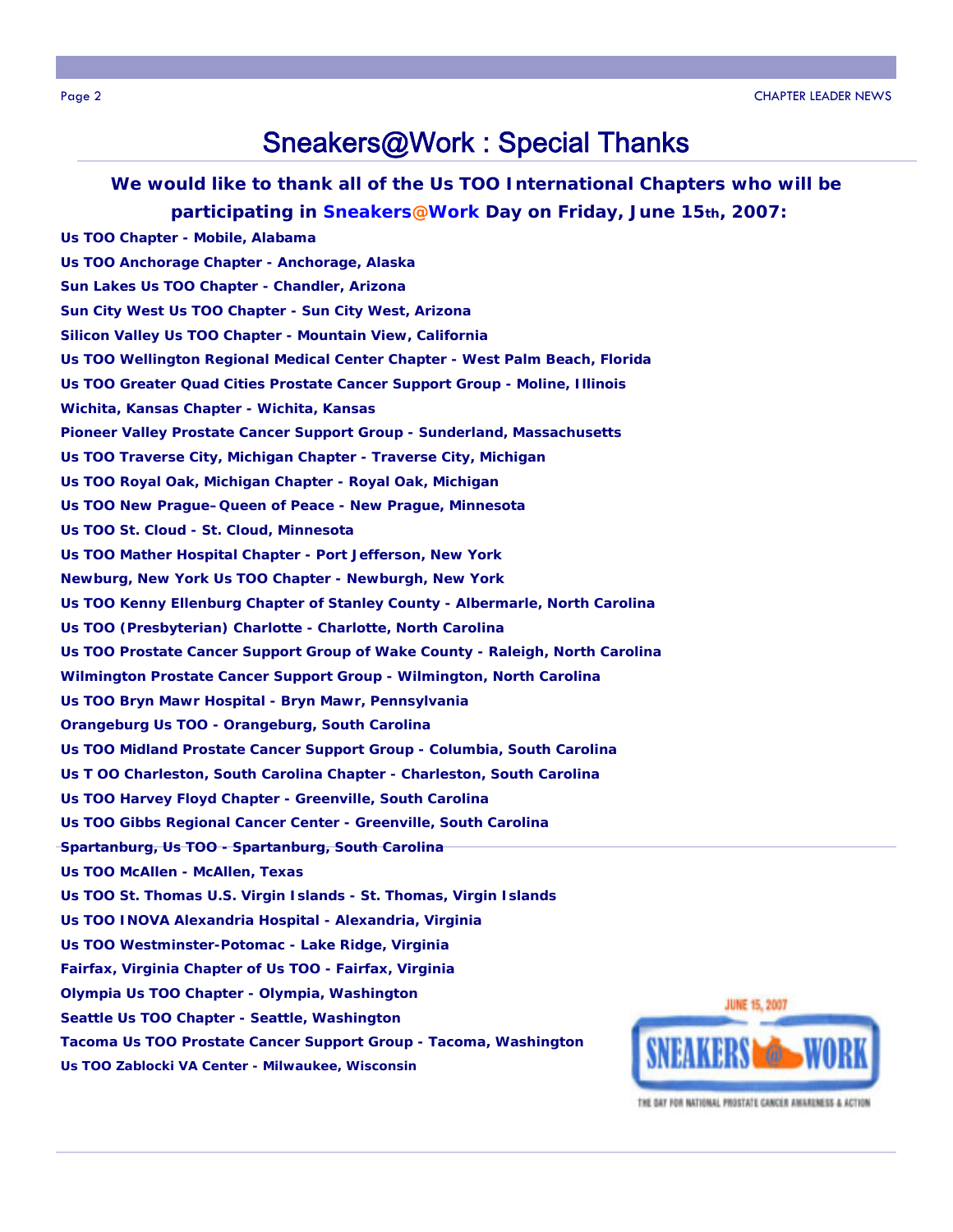# Sneakers@Work : Special Thanks

**We would like to thank all of the Us TOO International Chapters who will be participating in Sneakers@Work Day on Friday, June 15th, 2007:**

**Us TOO Chapter - Mobile, Alabama**

**Us TOO Anchorage Chapter - Anchorage, Alaska**

**Sun Lakes Us TOO Chapter - Chandler, Arizona**

**Sun City West Us TOO Chapter - Sun City West, Arizona**

**Silicon Valley Us TOO Chapter - Mountain View, California**

**Us TOO Wellington Regional Medical Center Chapter - West Palm Beach, Florida**

**Us TOO Greater Quad Cities Prostate Cancer Support Group - Moline, Illinois**

**Wichita, Kansas Chapter - Wichita, Kansas**

**Pioneer Valley Prostate Cancer Support Group - Sunderland, Massachusetts**

**Us TOO Traverse City, Michigan Chapter - Traverse City, Michigan**

**Us TOO Royal Oak, Michigan Chapter - Royal Oak, Michigan**

**Us TOO New Prague–Queen of Peace - New Prague, Minnesota**

**Us TOO St. Cloud - St. Cloud, Minnesota**

**Us TOO Mather Hospital Chapter - Port Jefferson, New York**

**Newburg, New York Us TOO Chapter - Newburgh, New York**

**Us TOO Kenny Ellenburg Chapter of Stanley County - Albermarle, North Carolina**

**Us TOO (Presbyterian) Charlotte - Charlotte, North Carolina**

**Us TOO Prostate Cancer Support Group of Wake County - Raleigh, North Carolina**

**Wilmington Prostate Cancer Support Group - Wilmington, North Carolina**

**Us TOO Bryn Mawr Hospital - Bryn Mawr, Pennsylvania**

**Orangeburg Us TOO - Orangeburg, South Carolina**

**Us TOO Midland Prostate Cancer Support Group - Columbia, South Carolina**

**Us T OO Charleston, South Carolina Chapter - Charleston, South Carolina**

**Us TOO Harvey Floyd Chapter - Greenville, South Carolina**

**Us TOO Gibbs Regional Cancer Center - Greenville, South Carolina**

**Spartanburg, Us TOO - Spartanburg, South Carolina**

**Us TOO McAllen - McAllen, Texas**

**Us TOO St. Thomas U.S. Virgin Islands - St. Thomas, Virgin Islands**

**Us TOO INOVA Alexandria Hospital - Alexandria, Virginia**

**Us TOO Westminster-Potomac - Lake Ridge, Virginia**

**Fairfax, Virginia Chapter of Us TOO - Fairfax, Virginia**

**Olympia Us TOO Chapter - Olympia, Washington**

**Seattle Us TOO Chapter - Seattle, Washington**

**Tacoma Us TOO Prostate Cancer Support Group - Tacoma, Washington**

**Us TOO Zablocki VA Center - Milwaukee, Wisconsin**

JUNE 15, 2007

SNEAKERS @ WORK

THE DAY FOR NATIONAL PROSTATE CANCER AWARENESS & ACTION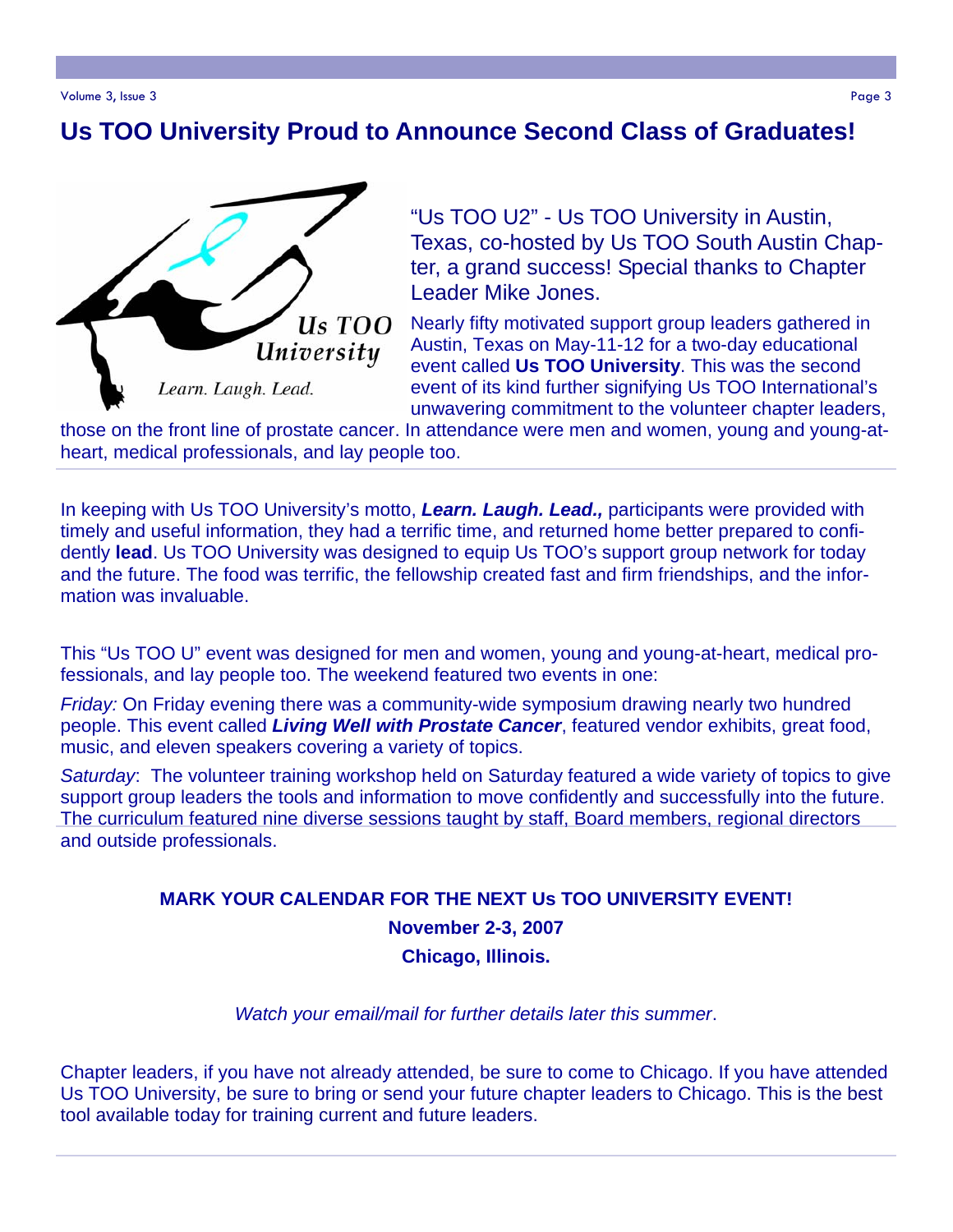# Us TOO University Proud to Announce Second Class of Graduates!

Us TOO University

Learn. Laugh. Lead.

"Us TOO U2" - Us TOO University in Austin, Texas, co-hosted by Us TOO South Austin Chapter, a grand success! Special thanks to Chapter Leader Mike Jones.

Nearly fifty motivated support group leaders gathered in Austin, Texas on May-11-12 for a two-day educational event called **Us TOO University**. This was the second event of its kind further signifying Us TOO International's unwavering commitment to the volunteer chapter leaders, those on the front line of prostate cancer. In attendance were men and women, young and young-at-heart, medical professionals, and lay people too.

In keeping with Us TOO University's motto, ***Learn. Laugh. Lead.,*** participants were provided with timely and useful information, they had a terrific time, and returned home better prepared to confidently **lead**. Us TOO University was designed to equip Us TOO's support group network for today and the future. The food was terrific, the fellowship created fast and firm friendships, and the information was invaluable.

This "Us TOO U" event was designed for men and women, young and young-at-heart, medical professionals, and lay people too. The weekend featured two events in one:

*Friday:* On Friday evening there was a community-wide symposium drawing nearly two hundred people. This event called ***Living Well with Prostate Cancer***, featured vendor exhibits, great food, music, and eleven speakers covering a variety of topics.

*Saturday*: The volunteer training workshop held on Saturday featured a wide variety of topics to give support group leaders the tools and information to move confidently and successfully into the future. The curriculum featured nine diverse sessions taught by staff, Board members, regional directors and outside professionals.

**MARK YOUR CALENDAR FOR THE NEXT Us TOO UNIVERSITY EVENT!**

**November 2-3, 2007**

**Chicago, Illinois.**

*Watch your email/mail for further details later this summer*.

Chapter leaders, if you have not already attended, be sure to come to Chicago. If you have attended Us TOO University, be sure to bring or send your future chapter leaders to Chicago. This is the best tool available today for training current and future leaders.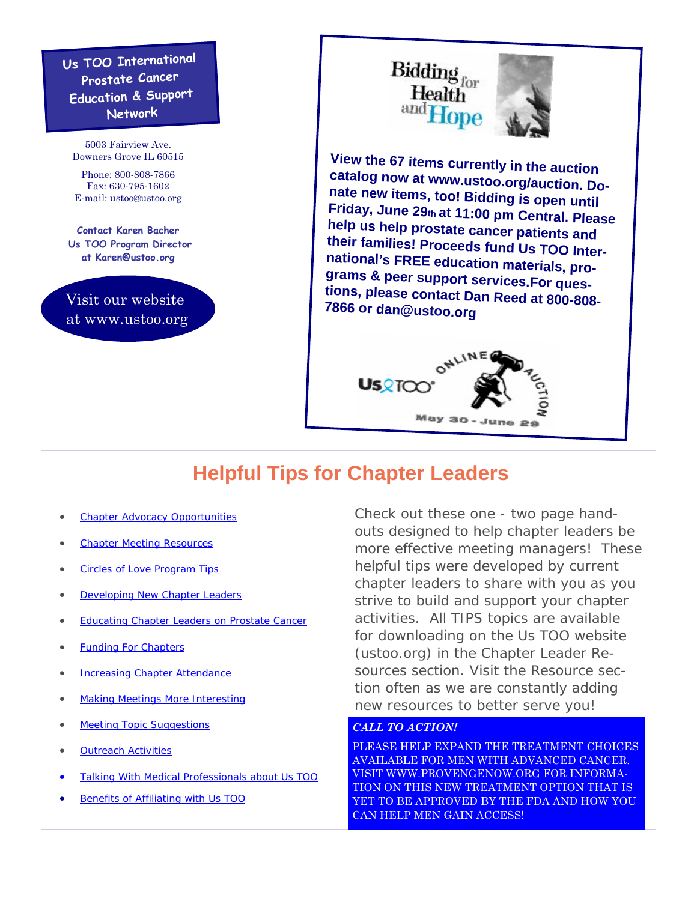**Us TOO International Prostate Cancer Education & Support Network**

5003 Fairview Ave.
Downers Grove IL 60515

Phone: 800-808-7866
Fax: 630-795-1602
E-mail: ustoo@ustoo.org

Contact Karen Bacher
Us TOO Program Director
at Karen@ustoo.org

Visit our website at www.ustoo.org

**Bidding for Health and Hope**

**View the 67 items currently in the auction catalog now at www.ustoo.org/auction. Donate new items, too! Bidding is open until Friday, June 29th at 11:00 pm Central. Please help us help prostate cancer patients and their families! Proceeds fund Us TOO International's FREE education materials, programs & peer support services.For questions, please contact Dan Reed at 800-808-7866 or dan@ustoo.org**

Us TOO Online Auction
May 30 - June 29

## Helpful Tips for Chapter Leaders

- Chapter Advocacy Opportunities
- Chapter Meeting Resources
- Circles of Love Program Tips
- Developing New Chapter Leaders
- Educating Chapter Leaders on Prostate Cancer
- Funding For Chapters
- Increasing Chapter Attendance
- Making Meetings More Interesting
- Meeting Topic Suggestions
- Outreach Activities
- Talking With Medical Professionals about Us TOO
- Benefits of Affiliating with Us TOO

Check out these one - two page handouts designed to help chapter leaders be more effective meeting managers! These helpful tips were developed by current chapter leaders to share with you as you strive to build and support your chapter activities. All TIPS topics are available for downloading on the Us TOO website (ustoo.org) in the Chapter Leader Resources section. Visit the Resource section often as we are constantly adding new resources to better serve you!

***CALL TO ACTION!***

PLEASE HELP EXPAND THE TREATMENT CHOICES AVAILABLE FOR MEN WITH ADVANCED CANCER. VISIT WWW.PROVENGENOW.ORG FOR INFORMATION ON THIS NEW TREATMENT OPTION THAT IS YET TO BE APPROVED BY THE FDA AND HOW YOU CAN HELP MEN GAIN ACCESS!